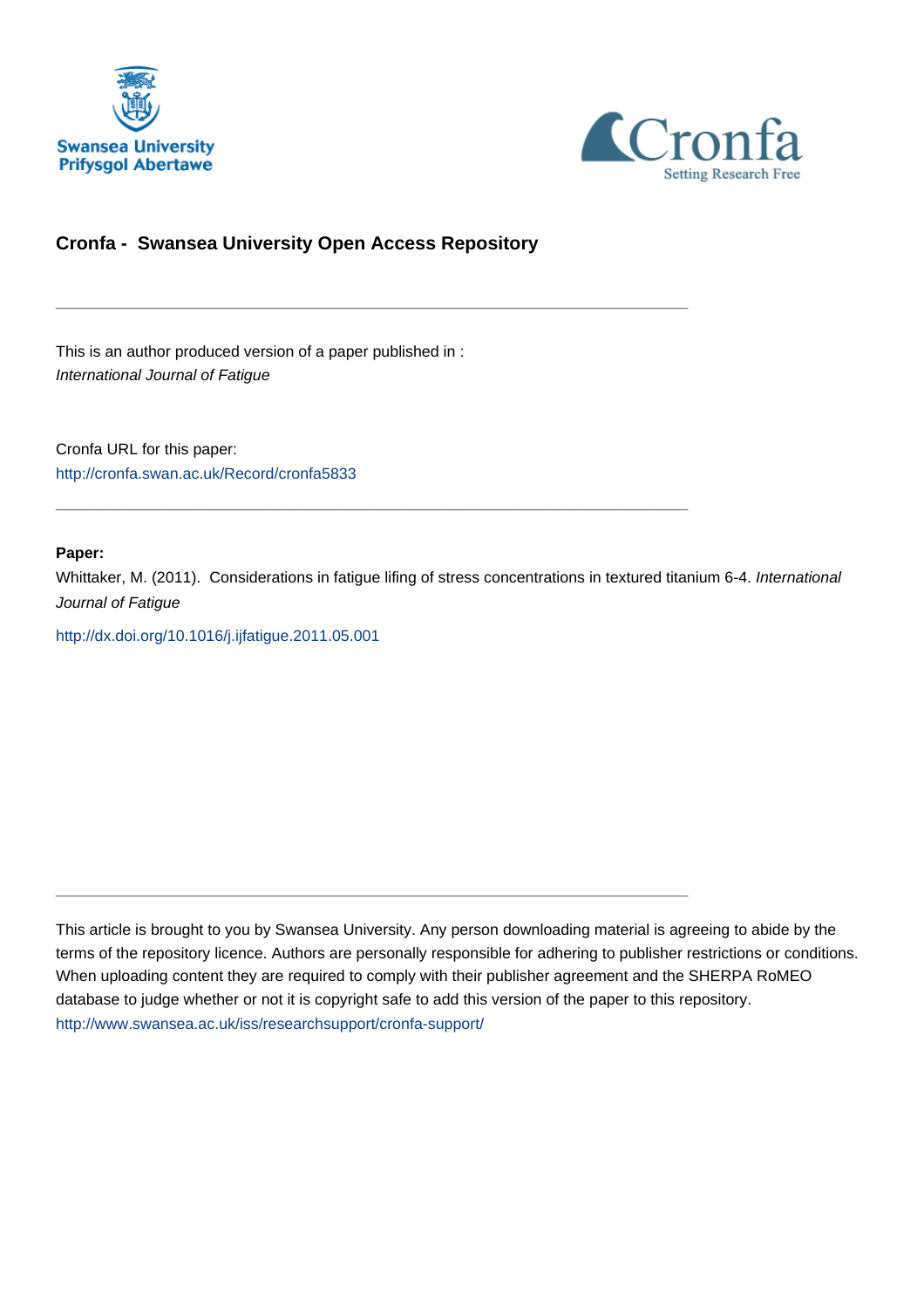## Cronfa - Swansea University Open Access Repository

---

This is an author produced version of a paper published in :
*International Journal of Fatigue*

Cronfa URL for this paper:
http://cronfa.swan.ac.uk/Record/cronfa5833

---

**Paper:**

Whittaker, M. (2011). Considerations in fatigue lifing of stress concentrations in textured titanium 6-4. *International Journal of Fatigue*

http://dx.doi.org/10.1016/j.ijfatigue.2011.05.001

---

This article is brought to you by Swansea University. Any person downloading material is agreeing to abide by the terms of the repository licence. Authors are personally responsible for adhering to publisher restrictions or conditions. When uploading content they are required to comply with their publisher agreement and the SHERPA RoMEO database to judge whether or not it is copyright safe to add this version of the paper to this repository.
http://www.swansea.ac.uk/iss/researchsupport/cronfa-support/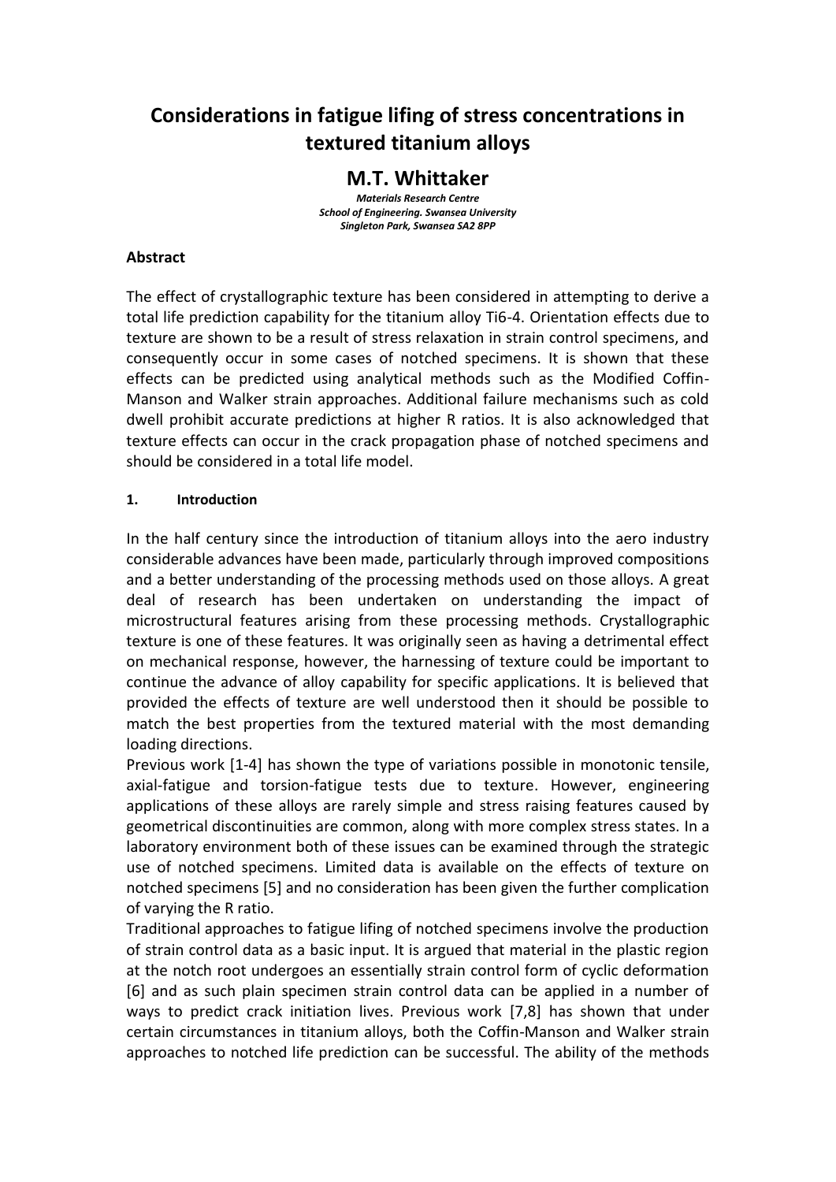# Considerations in fatigue lifing of stress concentrations in textured titanium alloys

## M.T. Whittaker

*Materials Research Centre*
*School of Engineering. Swansea University*
*Singleton Park, Swansea SA2 8PP*

### Abstract

The effect of crystallographic texture has been considered in attempting to derive a total life prediction capability for the titanium alloy Ti6-4. Orientation effects due to texture are shown to be a result of stress relaxation in strain control specimens, and consequently occur in some cases of notched specimens. It is shown that these effects can be predicted using analytical methods such as the Modified Coffin-Manson and Walker strain approaches. Additional failure mechanisms such as cold dwell prohibit accurate predictions at higher R ratios. It is also acknowledged that texture effects can occur in the crack propagation phase of notched specimens and should be considered in a total life model.

### 1. Introduction

In the half century since the introduction of titanium alloys into the aero industry considerable advances have been made, particularly through improved compositions and a better understanding of the processing methods used on those alloys. A great deal of research has been undertaken on understanding the impact of microstructural features arising from these processing methods. Crystallographic texture is one of these features. It was originally seen as having a detrimental effect on mechanical response, however, the harnessing of texture could be important to continue the advance of alloy capability for specific applications. It is believed that provided the effects of texture are well understood then it should be possible to match the best properties from the textured material with the most demanding loading directions.

Previous work [1-4] has shown the type of variations possible in monotonic tensile, axial-fatigue and torsion-fatigue tests due to texture. However, engineering applications of these alloys are rarely simple and stress raising features caused by geometrical discontinuities are common, along with more complex stress states. In a laboratory environment both of these issues can be examined through the strategic use of notched specimens. Limited data is available on the effects of texture on notched specimens [5] and no consideration has been given the further complication of varying the R ratio.

Traditional approaches to fatigue lifing of notched specimens involve the production of strain control data as a basic input. It is argued that material in the plastic region at the notch root undergoes an essentially strain control form of cyclic deformation [6] and as such plain specimen strain control data can be applied in a number of ways to predict crack initiation lives. Previous work [7,8] has shown that under certain circumstances in titanium alloys, both the Coffin-Manson and Walker strain approaches to notched life prediction can be successful. The ability of the methods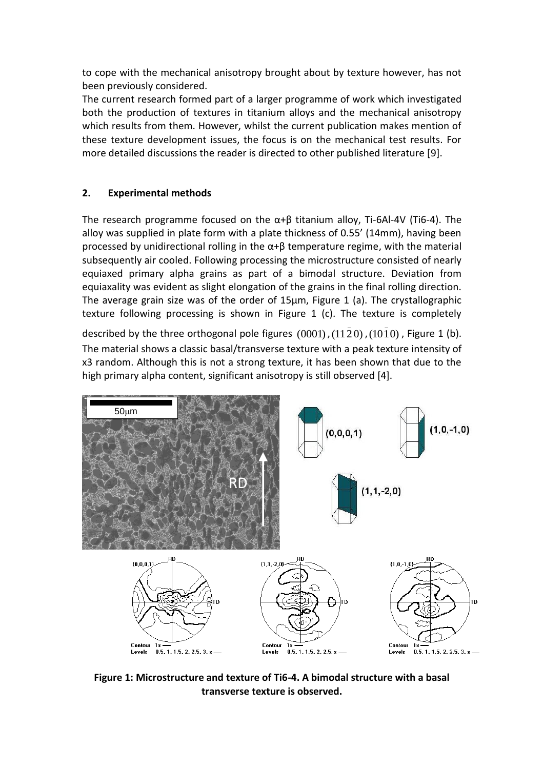to cope with the mechanical anisotropy brought about by texture however, has not been previously considered.
The current research formed part of a larger programme of work which investigated both the production of textures in titanium alloys and the mechanical anisotropy which results from them. However, whilst the current publication makes mention of these texture development issues, the focus is on the mechanical test results. For more detailed discussions the reader is directed to other published literature [9].

## 2. Experimental methods

The research programme focused on the α+β titanium alloy, Ti-6Al-4V (Ti6-4). The alloy was supplied in plate form with a plate thickness of 0.55' (14mm), having been processed by unidirectional rolling in the α+β temperature regime, with the material subsequently air cooled. Following processing the microstructure consisted of nearly equiaxed primary alpha grains as part of a bimodal structure. Deviation from equiaxality was evident as slight elongation of the grains in the final rolling direction. The average grain size was of the order of 15μm, Figure 1 (a). The crystallographic texture following processing is shown in Figure 1 (c). The texture is completely described by the three orthogonal pole figures $(0001)$, $(11\bar{2}0)$, $(10\bar{1}0)$, Figure 1 (b). The material shows a classic basal/transverse texture with a peak texture intensity of x3 random. Although this is not a strong texture, it has been shown that due to the high primary alpha content, significant anisotropy is still observed [4].

**Figure 1: Microstructure and texture of Ti6-4. A bimodal structure with a basal transverse texture is observed.**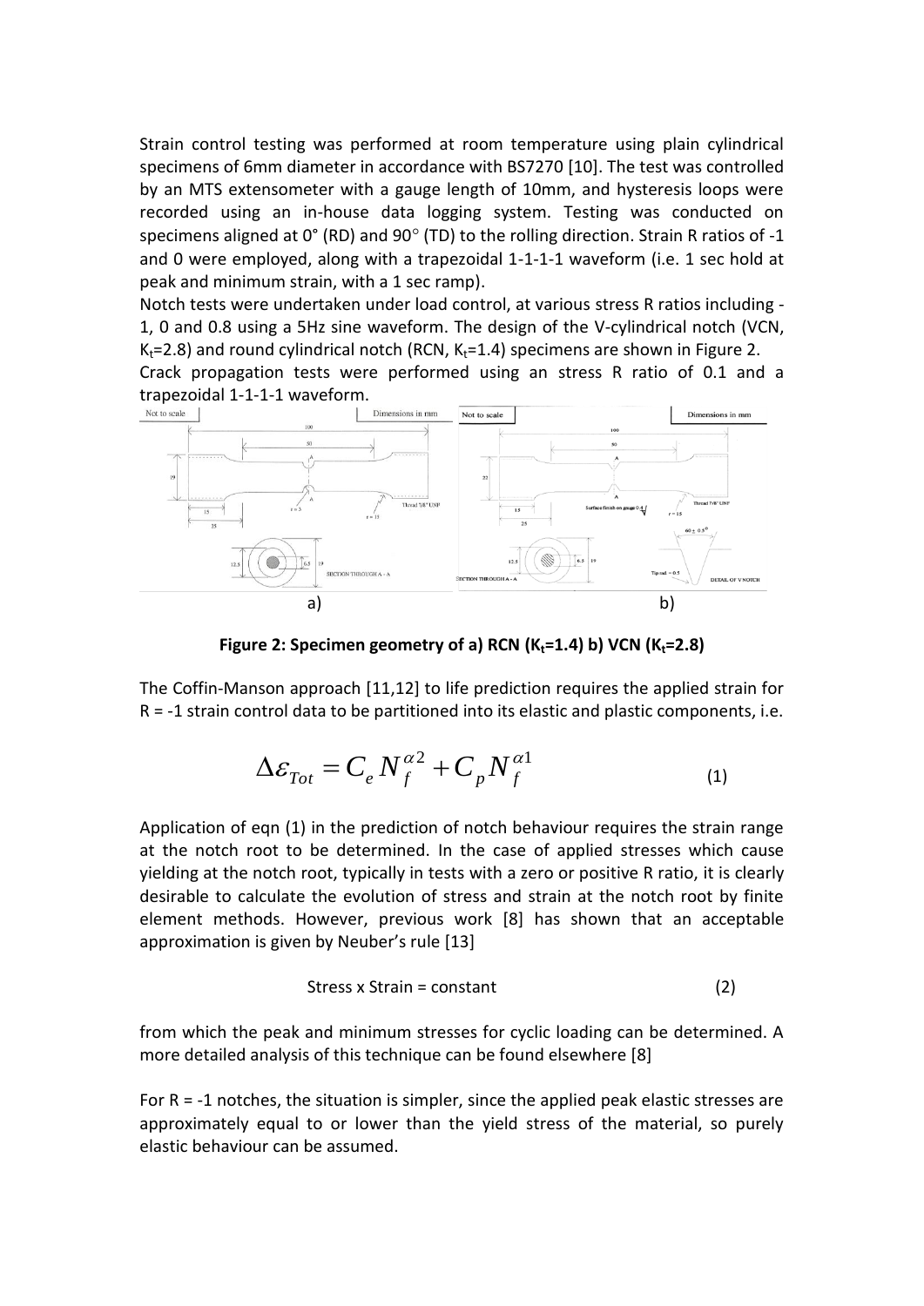Strain control testing was performed at room temperature using plain cylindrical specimens of 6mm diameter in accordance with BS7270 [10]. The test was controlled by an MTS extensometer with a gauge length of 10mm, and hysteresis loops were recorded using an in-house data logging system. Testing was conducted on specimens aligned at 0° (RD) and 90° (TD) to the rolling direction. Strain R ratios of -1 and 0 were employed, along with a trapezoidal 1-1-1-1 waveform (i.e. 1 sec hold at peak and minimum strain, with a 1 sec ramp).

Notch tests were undertaken under load control, at various stress R ratios including -1, 0 and 0.8 using a 5Hz sine waveform. The design of the V-cylindrical notch (VCN, $K_t$=2.8) and round cylindrical notch (RCN, $K_t$=1.4) specimens are shown in Figure 2.

Crack propagation tests were performed using an stress R ratio of 0.1 and a trapezoidal 1-1-1-1 waveform.

a) b)

**Figure 2: Specimen geometry of a) RCN ($K_t$=1.4) b) VCN ($K_t$=2.8)**

The Coffin-Manson approach [11,12] to life prediction requires the applied strain for R = -1 strain control data to be partitioned into its elastic and plastic components, i.e.

$$\Delta\varepsilon_{Tot} = C_e N_f^{\alpha 2} + C_p N_f^{\alpha 1} \tag{1}$$

Application of eqn (1) in the prediction of notch behaviour requires the strain range at the notch root to be determined. In the case of applied stresses which cause yielding at the notch root, typically in tests with a zero or positive R ratio, it is clearly desirable to calculate the evolution of stress and strain at the notch root by finite element methods. However, previous work [8] has shown that an acceptable approximation is given by Neuber's rule [13]

$$\text{Stress x Strain = constant} \tag{2}$$

from which the peak and minimum stresses for cyclic loading can be determined. A more detailed analysis of this technique can be found elsewhere [8]

For R = -1 notches, the situation is simpler, since the applied peak elastic stresses are approximately equal to or lower than the yield stress of the material, so purely elastic behaviour can be assumed.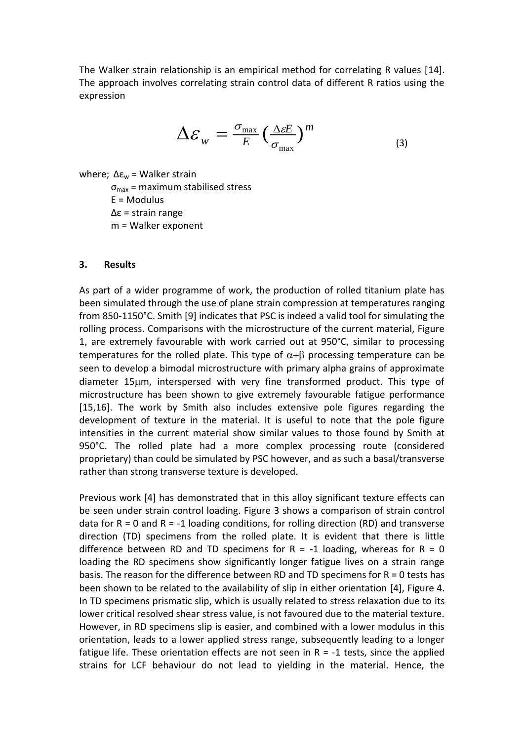The Walker strain relationship is an empirical method for correlating R values [14]. The approach involves correlating strain control data of different R ratios using the expression

$$\Delta\varepsilon_w = \frac{\sigma_{\max}}{E}\left(\frac{\Delta\varepsilon E}{\sigma_{\max}}\right)^m \tag{3}$$

where; $\Delta\varepsilon_w$ = Walker strain
$\sigma_{max}$ = maximum stabilised stress
E = Modulus
$\Delta\varepsilon$ = strain range
m = Walker exponent

## 3. Results

As part of a wider programme of work, the production of rolled titanium plate has been simulated through the use of plane strain compression at temperatures ranging from 850-1150°C. Smith [9] indicates that PSC is indeed a valid tool for simulating the rolling process. Comparisons with the microstructure of the current material, Figure 1, are extremely favourable with work carried out at 950°C, similar to processing temperatures for the rolled plate. This type of $\alpha+\beta$ processing temperature can be seen to develop a bimodal microstructure with primary alpha grains of approximate diameter 15μm, interspersed with very fine transformed product. This type of microstructure has been shown to give extremely favourable fatigue performance [15,16]. The work by Smith also includes extensive pole figures regarding the development of texture in the material. It is useful to note that the pole figure intensities in the current material show similar values to those found by Smith at 950°C. The rolled plate had a more complex processing route (considered proprietary) than could be simulated by PSC however, and as such a basal/transverse rather than strong transverse texture is developed.

Previous work [4] has demonstrated that in this alloy significant texture effects can be seen under strain control loading. Figure 3 shows a comparison of strain control data for R = 0 and R = -1 loading conditions, for rolling direction (RD) and transverse direction (TD) specimens from the rolled plate. It is evident that there is little difference between RD and TD specimens for R = -1 loading, whereas for R = 0 loading the RD specimens show significantly longer fatigue lives on a strain range basis. The reason for the difference between RD and TD specimens for R = 0 tests has been shown to be related to the availability of slip in either orientation [4], Figure 4. In TD specimens prismatic slip, which is usually related to stress relaxation due to its lower critical resolved shear stress value, is not favoured due to the material texture. However, in RD specimens slip is easier, and combined with a lower modulus in this orientation, leads to a lower applied stress range, subsequently leading to a longer fatigue life. These orientation effects are not seen in R = -1 tests, since the applied strains for LCF behaviour do not lead to yielding in the material. Hence, the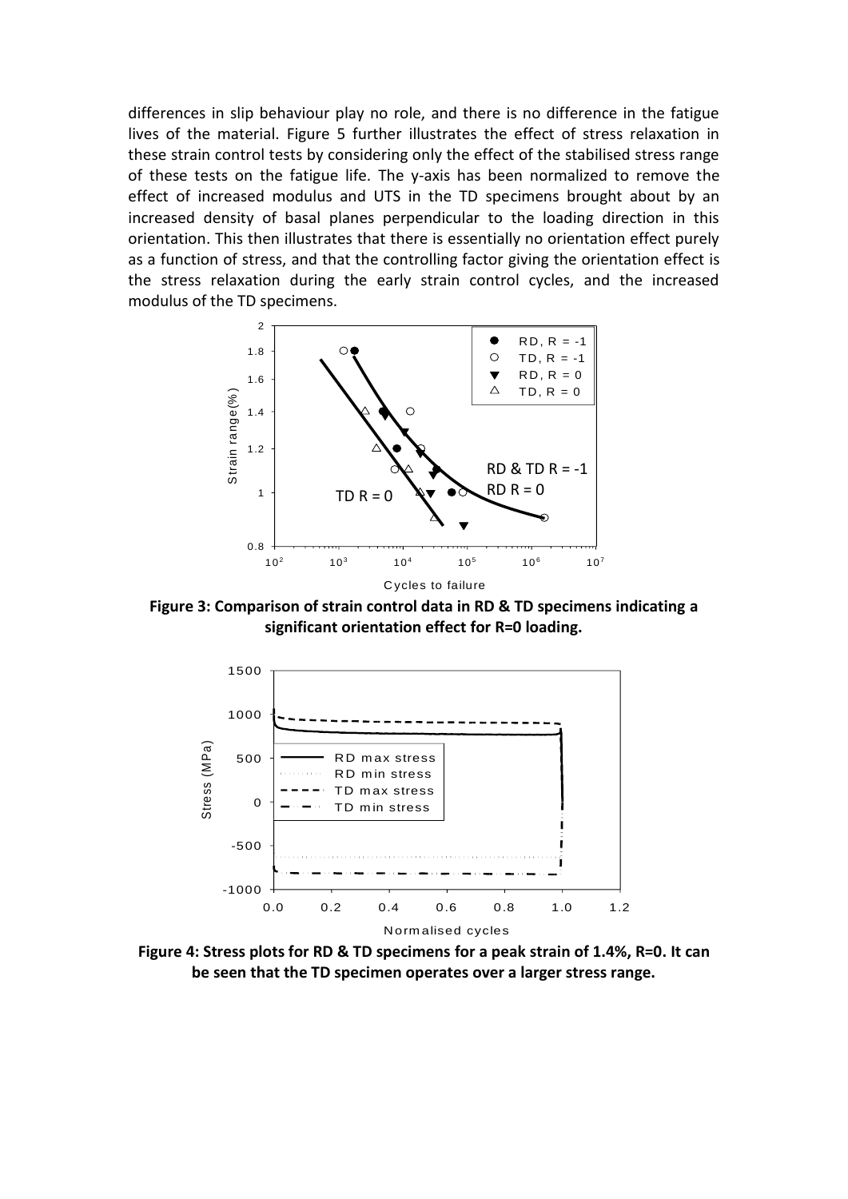differences in slip behaviour play no role, and there is no difference in the fatigue lives of the material. Figure 5 further illustrates the effect of stress relaxation in these strain control tests by considering only the effect of the stabilised stress range of these tests on the fatigue life. The y-axis has been normalized to remove the effect of increased modulus and UTS in the TD specimens brought about by an increased density of basal planes perpendicular to the loading direction in this orientation. This then illustrates that there is essentially no orientation effect purely as a function of stress, and that the controlling factor giving the orientation effect is the stress relaxation during the early strain control cycles, and the increased modulus of the TD specimens.

**Figure 3: Comparison of strain control data in RD & TD specimens indicating a significant orientation effect for R=0 loading.**

**Figure 4: Stress plots for RD & TD specimens for a peak strain of 1.4%, R=0. It can be seen that the TD specimen operates over a larger stress range.**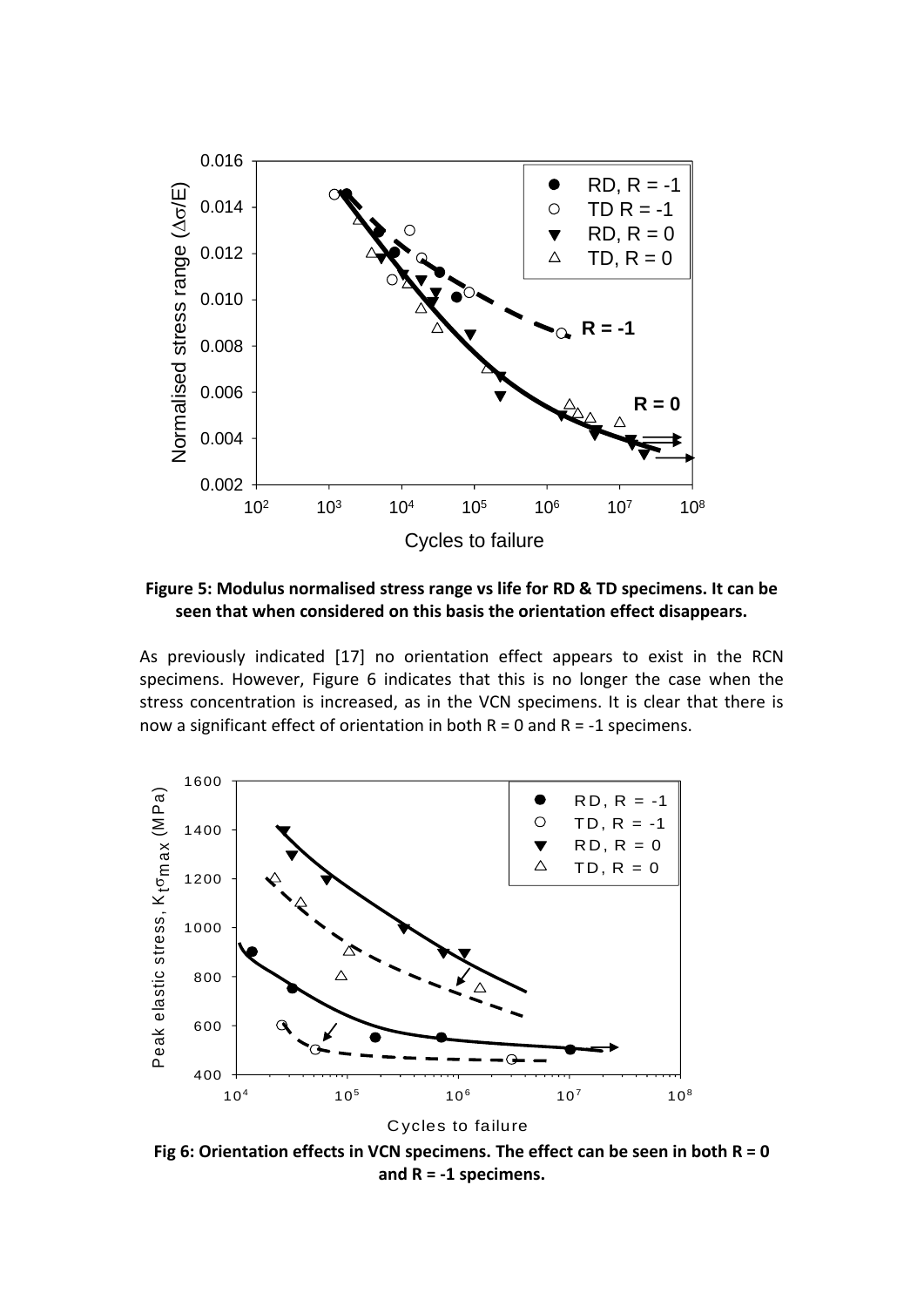**Figure 5: Modulus normalised stress range vs life for RD & TD specimens. It can be seen that when considered on this basis the orientation effect disappears.**

As previously indicated [17] no orientation effect appears to exist in the RCN specimens. However, Figure 6 indicates that this is no longer the case when the stress concentration is increased, as in the VCN specimens. It is clear that there is now a significant effect of orientation in both R = 0 and R = -1 specimens.

**Fig 6: Orientation effects in VCN specimens. The effect can be seen in both R = 0 and R = -1 specimens.**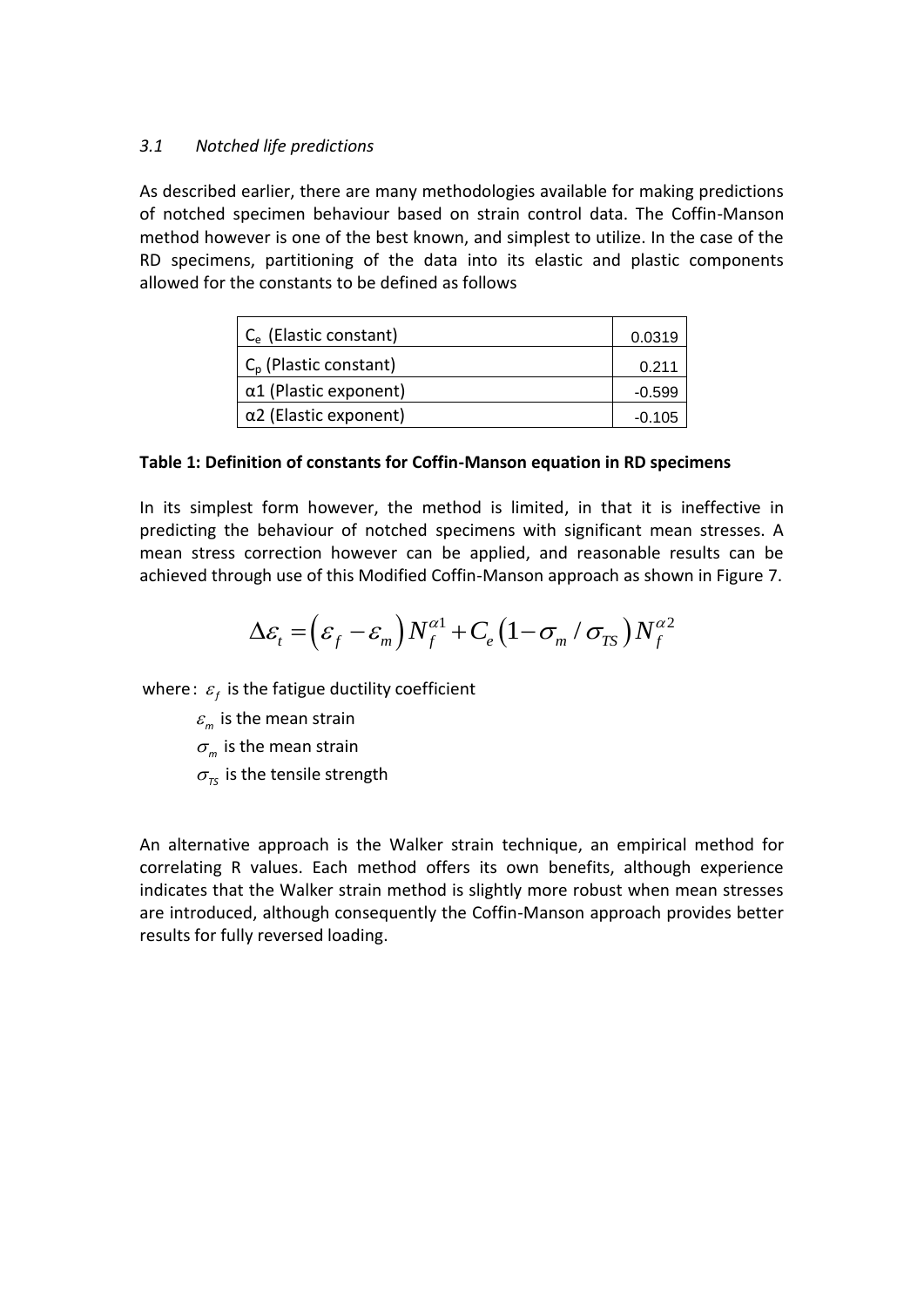### *3.1 Notched life predictions*

As described earlier, there are many methodologies available for making predictions of notched specimen behaviour based on strain control data. The Coffin-Manson method however is one of the best known, and simplest to utilize. In the case of the RD specimens, partitioning of the data into its elastic and plastic components allowed for the constants to be defined as follows

| | |
|---|---|
| $C_e$ (Elastic constant) | 0.0319 |
| $C_p$ (Plastic constant) | 0.211 |
| α1 (Plastic exponent) | -0.599 |
| α2 (Elastic exponent) | -0.105 |

**Table 1: Definition of constants for Coffin-Manson equation in RD specimens**

In its simplest form however, the method is limited, in that it is ineffective in predicting the behaviour of notched specimens with significant mean stresses. A mean stress correction however can be applied, and reasonable results can be achieved through use of this Modified Coffin-Manson approach as shown in Figure 7.

$$\Delta\varepsilon_t = \left(\varepsilon_f - \varepsilon_m\right) N_f^{\alpha 1} + C_e \left(1 - \sigma_m / \sigma_{TS}\right) N_f^{\alpha 2}$$

where: $\varepsilon_f$ is the fatigue ductility coefficient

$\varepsilon_m$ is the mean strain

$\sigma_m$ is the mean strain

$\sigma_{TS}$ is the tensile strength

An alternative approach is the Walker strain technique, an empirical method for correlating R values. Each method offers its own benefits, although experience indicates that the Walker strain method is slightly more robust when mean stresses are introduced, although consequently the Coffin-Manson approach provides better results for fully reversed loading.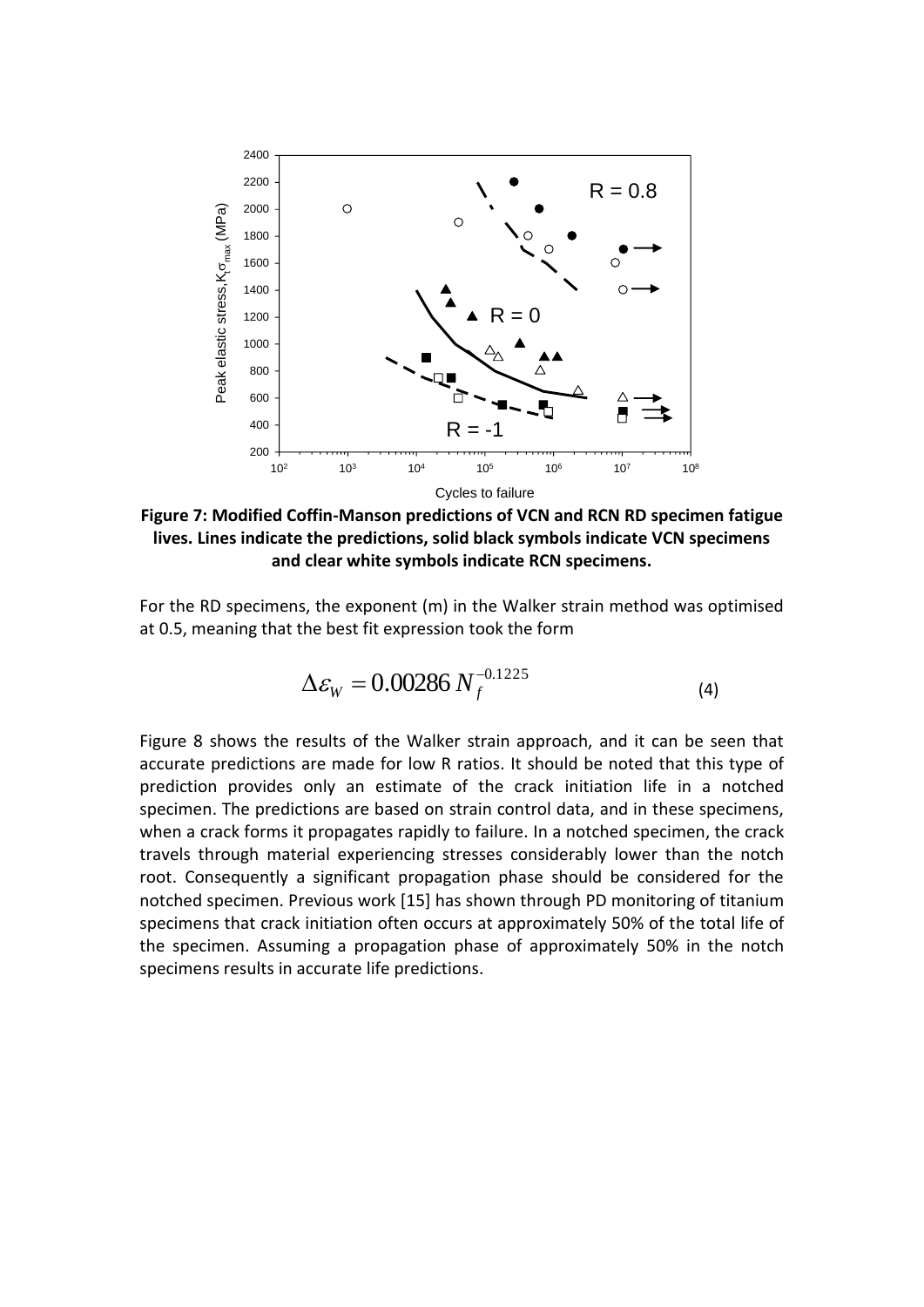**Figure 7: Modified Coffin-Manson predictions of VCN and RCN RD specimen fatigue lives. Lines indicate the predictions, solid black symbols indicate VCN specimens and clear white symbols indicate RCN specimens.**

For the RD specimens, the exponent (m) in the Walker strain method was optimised at 0.5, meaning that the best fit expression took the form

$$\Delta\varepsilon_W = 0.00286\, N_f^{-0.1225} \tag{4}$$

Figure 8 shows the results of the Walker strain approach, and it can be seen that accurate predictions are made for low R ratios. It should be noted that this type of prediction provides only an estimate of the crack initiation life in a notched specimen. The predictions are based on strain control data, and in these specimens, when a crack forms it propagates rapidly to failure. In a notched specimen, the crack travels through material experiencing stresses considerably lower than the notch root. Consequently a significant propagation phase should be considered for the notched specimen. Previous work [15] has shown through PD monitoring of titanium specimens that crack initiation often occurs at approximately 50% of the total life of the specimen. Assuming a propagation phase of approximately 50% in the notch specimens results in accurate life predictions.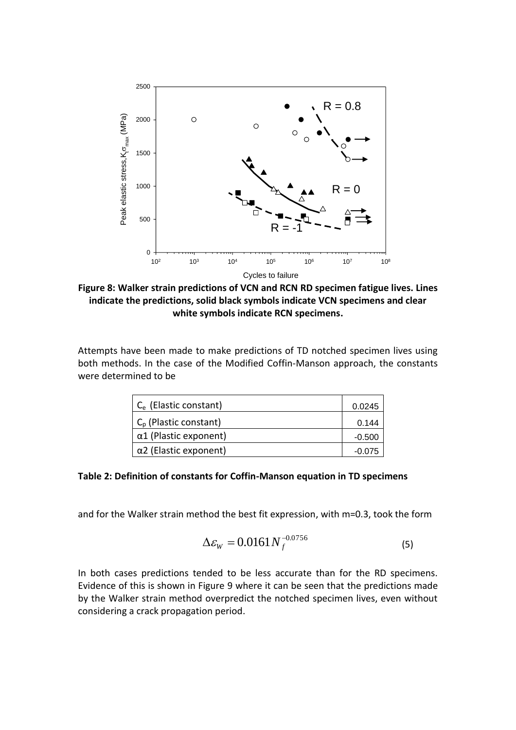**Figure 8: Walker strain predictions of VCN and RCN RD specimen fatigue lives. Lines indicate the predictions, solid black symbols indicate VCN specimens and clear white symbols indicate RCN specimens.**

Attempts have been made to make predictions of TD notched specimen lives using both methods. In the case of the Modified Coffin-Manson approach, the constants were determined to be

| | |
|---|---|
| $C_e$ (Elastic constant) | 0.0245 |
| $C_p$ (Plastic constant) | 0.144 |
| α1 (Plastic exponent) | -0.500 |
| α2 (Elastic exponent) | -0.075 |

**Table 2: Definition of constants for Coffin-Manson equation in TD specimens**

and for the Walker strain method the best fit expression, with m=0.3, took the form

$$\Delta\varepsilon_W = 0.0161 N_f^{-0.0756} \quad (5)$$

In both cases predictions tended to be less accurate than for the RD specimens. Evidence of this is shown in Figure 9 where it can be seen that the predictions made by the Walker strain method overpredict the notched specimen lives, even without considering a crack propagation period.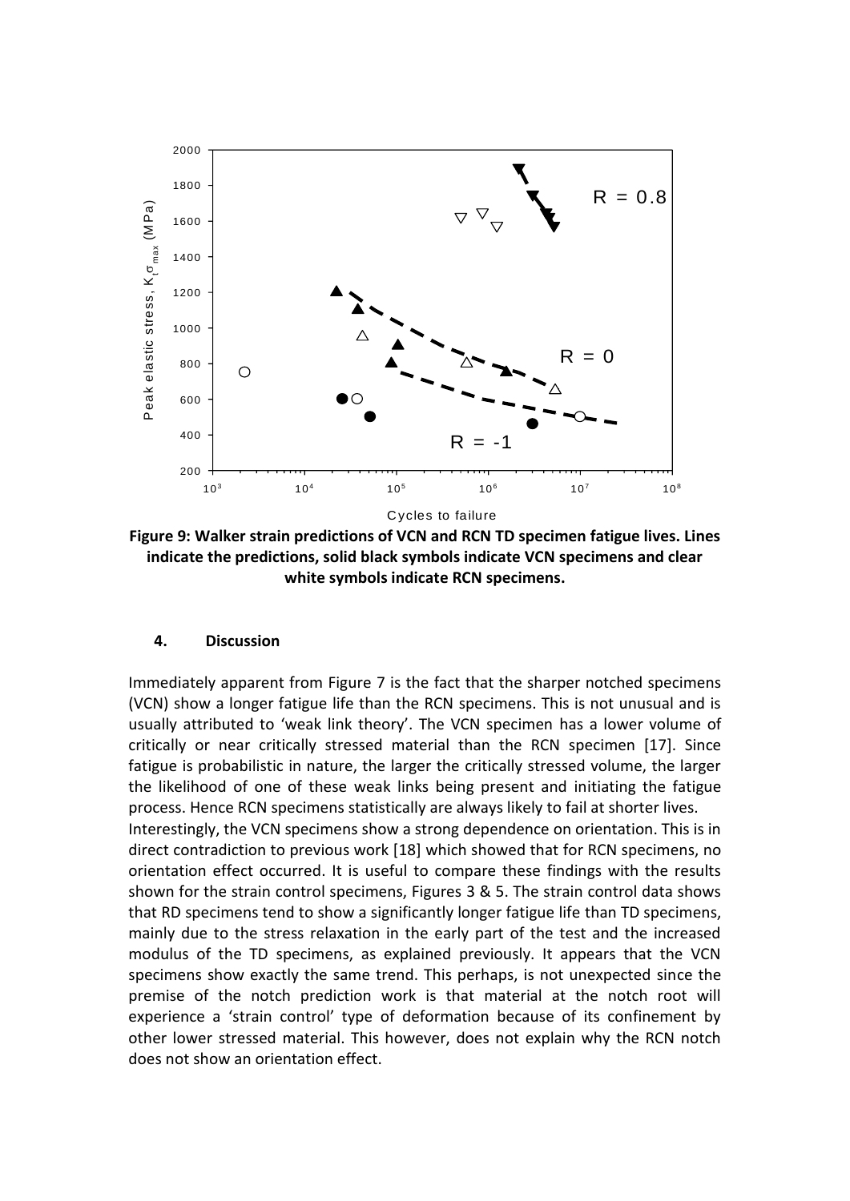**Figure 9: Walker strain predictions of VCN and RCN TD specimen fatigue lives. Lines indicate the predictions, solid black symbols indicate VCN specimens and clear white symbols indicate RCN specimens.**

## 4. Discussion

Immediately apparent from Figure 7 is the fact that the sharper notched specimens (VCN) show a longer fatigue life than the RCN specimens. This is not unusual and is usually attributed to 'weak link theory'. The VCN specimen has a lower volume of critically or near critically stressed material than the RCN specimen [17]. Since fatigue is probabilistic in nature, the larger the critically stressed volume, the larger the likelihood of one of these weak links being present and initiating the fatigue process. Hence RCN specimens statistically are always likely to fail at shorter lives.

Interestingly, the VCN specimens show a strong dependence on orientation. This is in direct contradiction to previous work [18] which showed that for RCN specimens, no orientation effect occurred. It is useful to compare these findings with the results shown for the strain control specimens, Figures 3 & 5. The strain control data shows that RD specimens tend to show a significantly longer fatigue life than TD specimens, mainly due to the stress relaxation in the early part of the test and the increased modulus of the TD specimens, as explained previously. It appears that the VCN specimens show exactly the same trend. This perhaps, is not unexpected since the premise of the notch prediction work is that material at the notch root will experience a 'strain control' type of deformation because of its confinement by other lower stressed material. This however, does not explain why the RCN notch does not show an orientation effect.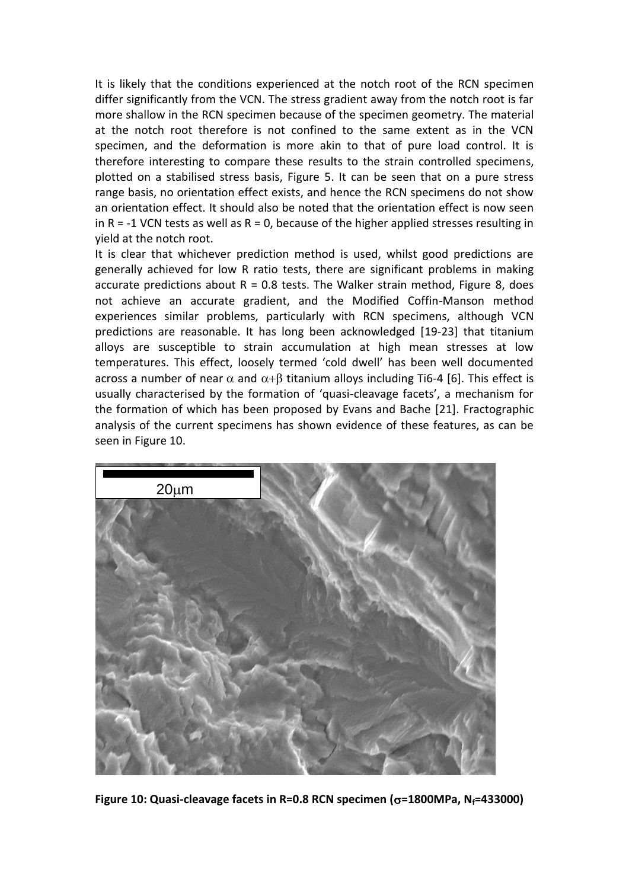It is likely that the conditions experienced at the notch root of the RCN specimen differ significantly from the VCN. The stress gradient away from the notch root is far more shallow in the RCN specimen because of the specimen geometry. The material at the notch root therefore is not confined to the same extent as in the VCN specimen, and the deformation is more akin to that of pure load control. It is therefore interesting to compare these results to the strain controlled specimens, plotted on a stabilised stress basis, Figure 5. It can be seen that on a pure stress range basis, no orientation effect exists, and hence the RCN specimens do not show an orientation effect. It should also be noted that the orientation effect is now seen in R = -1 VCN tests as well as R = 0, because of the higher applied stresses resulting in yield at the notch root.

It is clear that whichever prediction method is used, whilst good predictions are generally achieved for low R ratio tests, there are significant problems in making accurate predictions about R = 0.8 tests. The Walker strain method, Figure 8, does not achieve an accurate gradient, and the Modified Coffin-Manson method experiences similar problems, particularly with RCN specimens, although VCN predictions are reasonable. It has long been acknowledged [19-23] that titanium alloys are susceptible to strain accumulation at high mean stresses at low temperatures. This effect, loosely termed 'cold dwell' has been well documented across a number of near $\alpha$ and $\alpha+\beta$ titanium alloys including Ti6-4 [6]. This effect is usually characterised by the formation of 'quasi-cleavage facets', a mechanism for the formation of which has been proposed by Evans and Bache [21]. Fractographic analysis of the current specimens has shown evidence of these features, as can be seen in Figure 10.

**Figure 10: Quasi-cleavage facets in R=0.8 RCN specimen ($\sigma$=1800MPa, $N_f$=433000)**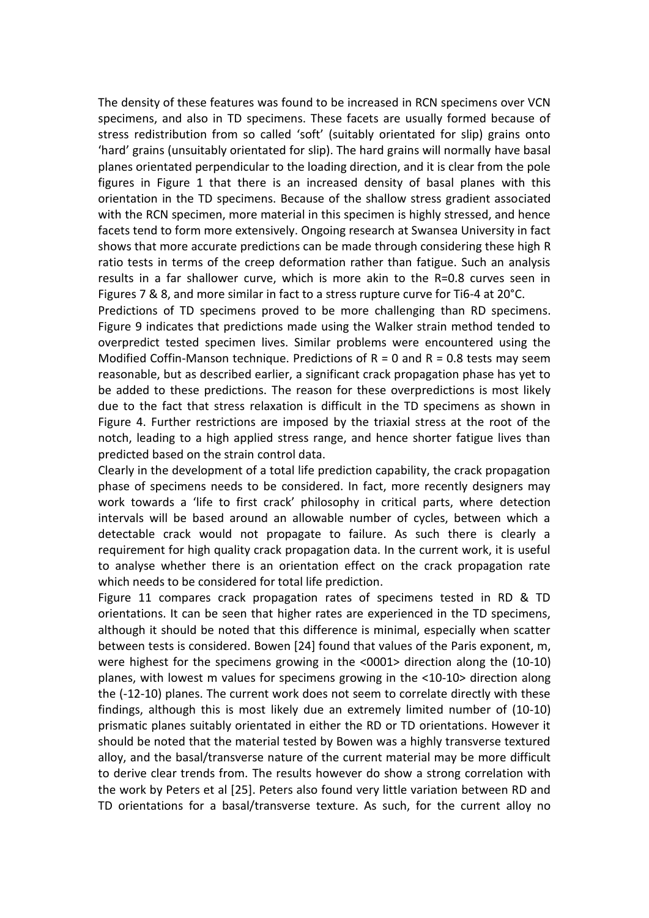The density of these features was found to be increased in RCN specimens over VCN specimens, and also in TD specimens. These facets are usually formed because of stress redistribution from so called 'soft' (suitably orientated for slip) grains onto 'hard' grains (unsuitably orientated for slip). The hard grains will normally have basal planes orientated perpendicular to the loading direction, and it is clear from the pole figures in Figure 1 that there is an increased density of basal planes with this orientation in the TD specimens. Because of the shallow stress gradient associated with the RCN specimen, more material in this specimen is highly stressed, and hence facets tend to form more extensively. Ongoing research at Swansea University in fact shows that more accurate predictions can be made through considering these high R ratio tests in terms of the creep deformation rather than fatigue. Such an analysis results in a far shallower curve, which is more akin to the R=0.8 curves seen in Figures 7 & 8, and more similar in fact to a stress rupture curve for Ti6-4 at 20°C.

Predictions of TD specimens proved to be more challenging than RD specimens. Figure 9 indicates that predictions made using the Walker strain method tended to overpredict tested specimen lives. Similar problems were encountered using the Modified Coffin-Manson technique. Predictions of R = 0 and R = 0.8 tests may seem reasonable, but as described earlier, a significant crack propagation phase has yet to be added to these predictions. The reason for these overpredictions is most likely due to the fact that stress relaxation is difficult in the TD specimens as shown in Figure 4. Further restrictions are imposed by the triaxial stress at the root of the notch, leading to a high applied stress range, and hence shorter fatigue lives than predicted based on the strain control data.

Clearly in the development of a total life prediction capability, the crack propagation phase of specimens needs to be considered. In fact, more recently designers may work towards a 'life to first crack' philosophy in critical parts, where detection intervals will be based around an allowable number of cycles, between which a detectable crack would not propagate to failure. As such there is clearly a requirement for high quality crack propagation data. In the current work, it is useful to analyse whether there is an orientation effect on the crack propagation rate which needs to be considered for total life prediction.

Figure 11 compares crack propagation rates of specimens tested in RD & TD orientations. It can be seen that higher rates are experienced in the TD specimens, although it should be noted that this difference is minimal, especially when scatter between tests is considered. Bowen [24] found that values of the Paris exponent, m, were highest for the specimens growing in the <0001> direction along the (10-10) planes, with lowest m values for specimens growing in the <10-10> direction along the (-12-10) planes. The current work does not seem to correlate directly with these findings, although this is most likely due an extremely limited number of (10-10) prismatic planes suitably orientated in either the RD or TD orientations. However it should be noted that the material tested by Bowen was a highly transverse textured alloy, and the basal/transverse nature of the current material may be more difficult to derive clear trends from. The results however do show a strong correlation with the work by Peters et al [25]. Peters also found very little variation between RD and TD orientations for a basal/transverse texture. As such, for the current alloy no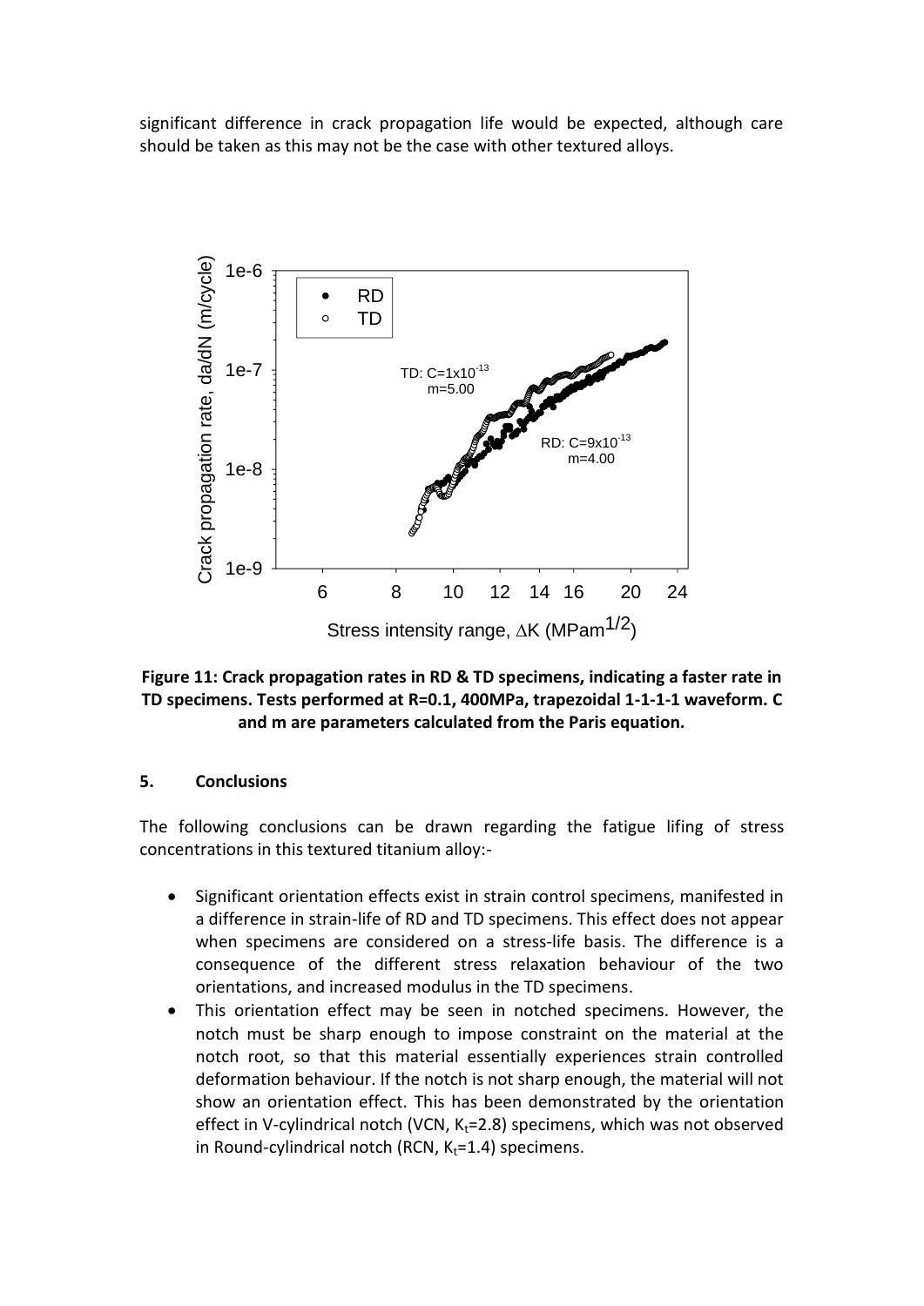significant difference in crack propagation life would be expected, although care should be taken as this may not be the case with other textured alloys.

**Figure 11: Crack propagation rates in RD & TD specimens, indicating a faster rate in TD specimens. Tests performed at R=0.1, 400MPa, trapezoidal 1-1-1-1 waveform. C and m are parameters calculated from the Paris equation.**

## 5. Conclusions

The following conclusions can be drawn regarding the fatigue lifing of stress concentrations in this textured titanium alloy:-

- Significant orientation effects exist in strain control specimens, manifested in a difference in strain-life of RD and TD specimens. This effect does not appear when specimens are considered on a stress-life basis. The difference is a consequence of the different stress relaxation behaviour of the two orientations, and increased modulus in the TD specimens.
- This orientation effect may be seen in notched specimens. However, the notch must be sharp enough to impose constraint on the material at the notch root, so that this material essentially experiences strain controlled deformation behaviour. If the notch is not sharp enough, the material will not show an orientation effect. This has been demonstrated by the orientation effect in V-cylindrical notch (VCN, $K_t$=2.8) specimens, which was not observed in Round-cylindrical notch (RCN, $K_t$=1.4) specimens.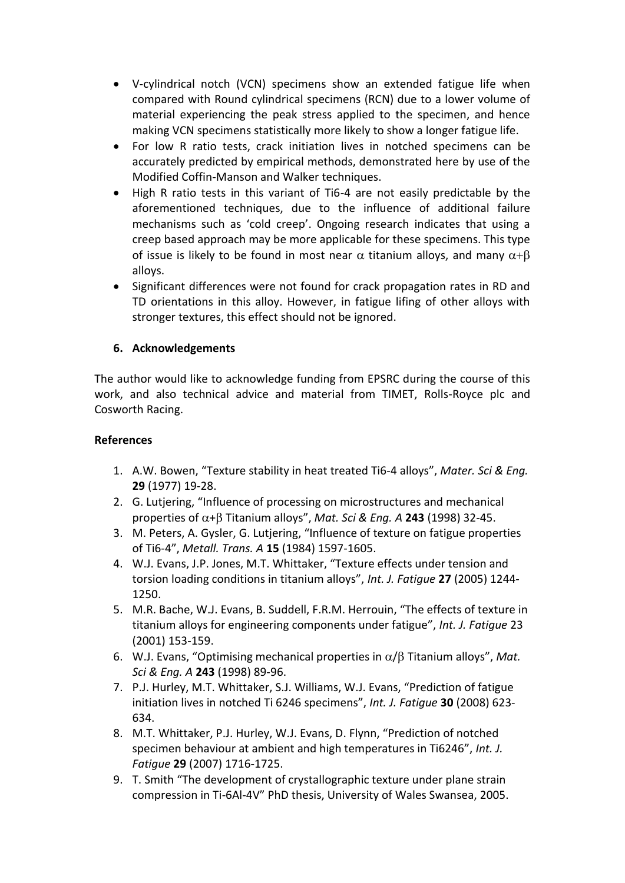- V-cylindrical notch (VCN) specimens show an extended fatigue life when compared with Round cylindrical specimens (RCN) due to a lower volume of material experiencing the peak stress applied to the specimen, and hence making VCN specimens statistically more likely to show a longer fatigue life.
- For low R ratio tests, crack initiation lives in notched specimens can be accurately predicted by empirical methods, demonstrated here by use of the Modified Coffin-Manson and Walker techniques.
- High R ratio tests in this variant of Ti6-4 are not easily predictable by the aforementioned techniques, due to the influence of additional failure mechanisms such as 'cold creep'. Ongoing research indicates that using a creep based approach may be more applicable for these specimens. This type of issue is likely to be found in most near $\alpha$ titanium alloys, and many $\alpha+\beta$ alloys.
- Significant differences were not found for crack propagation rates in RD and TD orientations in this alloy. However, in fatigue lifing of other alloys with stronger textures, this effect should not be ignored.

## 6. Acknowledgements

The author would like to acknowledge funding from EPSRC during the course of this work, and also technical advice and material from TIMET, Rolls-Royce plc and Cosworth Racing.

## References

1. A.W. Bowen, "Texture stability in heat treated Ti6-4 alloys", *Mater. Sci & Eng.* **29** (1977) 19-28.
2. G. Lutjering, "Influence of processing on microstructures and mechanical properties of $\alpha+\beta$ Titanium alloys", *Mat. Sci & Eng. A* **243** (1998) 32-45.
3. M. Peters, A. Gysler, G. Lutjering, "Influence of texture on fatigue properties of Ti6-4", *Metall. Trans. A* **15** (1984) 1597-1605.
4. W.J. Evans, J.P. Jones, M.T. Whittaker, "Texture effects under tension and torsion loading conditions in titanium alloys", *Int. J. Fatigue* **27** (2005) 1244-1250.
5. M.R. Bache, W.J. Evans, B. Suddell, F.R.M. Herrouin, "The effects of texture in titanium alloys for engineering components under fatigue", *Int. J. Fatigue* 23 (2001) 153-159.
6. W.J. Evans, "Optimising mechanical properties in $\alpha/\beta$ Titanium alloys", *Mat. Sci & Eng. A* **243** (1998) 89-96.
7. P.J. Hurley, M.T. Whittaker, S.J. Williams, W.J. Evans, "Prediction of fatigue initiation lives in notched Ti 6246 specimens", *Int. J. Fatigue* **30** (2008) 623-634.
8. M.T. Whittaker, P.J. Hurley, W.J. Evans, D. Flynn, "Prediction of notched specimen behaviour at ambient and high temperatures in Ti6246", *Int. J. Fatigue* **29** (2007) 1716-1725.
9. T. Smith "The development of crystallographic texture under plane strain compression in Ti-6Al-4V" PhD thesis, University of Wales Swansea, 2005.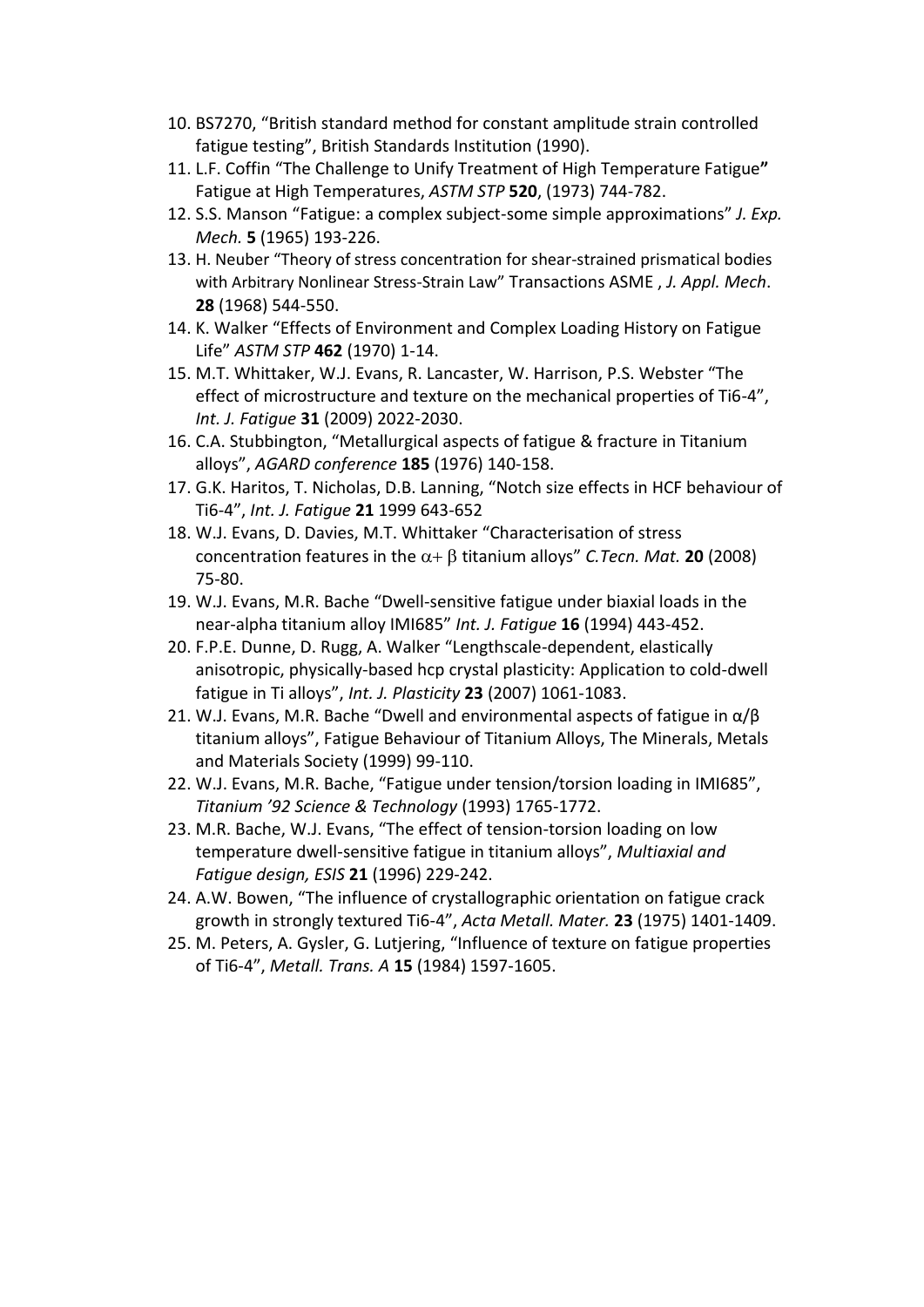10. BS7270, "British standard method for constant amplitude strain controlled fatigue testing", British Standards Institution (1990).
11. L.F. Coffin "The Challenge to Unify Treatment of High Temperature Fatigue**"** Fatigue at High Temperatures, *ASTM STP* **520**, (1973) 744-782.
12. S.S. Manson "Fatigue: a complex subject-some simple approximations" *J. Exp. Mech.* **5** (1965) 193-226.
13. H. Neuber "Theory of stress concentration for shear-strained prismatical bodies with Arbitrary Nonlinear Stress-Strain Law" Transactions ASME , *J. Appl. Mech*. **28** (1968) 544-550.
14. K. Walker "Effects of Environment and Complex Loading History on Fatigue Life" *ASTM STP* **462** (1970) 1-14.
15. M.T. Whittaker, W.J. Evans, R. Lancaster, W. Harrison, P.S. Webster "The effect of microstructure and texture on the mechanical properties of Ti6-4", *Int. J. Fatigue* **31** (2009) 2022-2030.
16. C.A. Stubbington, "Metallurgical aspects of fatigue & fracture in Titanium alloys", *AGARD conference* **185** (1976) 140-158.
17. G.K. Haritos, T. Nicholas, D.B. Lanning, "Notch size effects in HCF behaviour of Ti6-4", *Int. J. Fatigue* **21** 1999 643-652
18. W.J. Evans, D. Davies, M.T. Whittaker "Characterisation of stress concentration features in the $\alpha + \beta$ titanium alloys" *C.Tecn. Mat.* **20** (2008) 75-80.
19. W.J. Evans, M.R. Bache "Dwell-sensitive fatigue under biaxial loads in the near-alpha titanium alloy IMI685" *Int. J. Fatigue* **16** (1994) 443-452.
20. F.P.E. Dunne, D. Rugg, A. Walker "Lengthscale-dependent, elastically anisotropic, physically-based hcp crystal plasticity: Application to cold-dwell fatigue in Ti alloys", *Int. J. Plasticity* **23** (2007) 1061-1083.
21. W.J. Evans, M.R. Bache "Dwell and environmental aspects of fatigue in α/β titanium alloys", Fatigue Behaviour of Titanium Alloys, The Minerals, Metals and Materials Society (1999) 99-110.
22. W.J. Evans, M.R. Bache, "Fatigue under tension/torsion loading in IMI685", *Titanium '92 Science & Technology* (1993) 1765-1772.
23. M.R. Bache, W.J. Evans, "The effect of tension-torsion loading on low temperature dwell-sensitive fatigue in titanium alloys", *Multiaxial and Fatigue design, ESIS* **21** (1996) 229-242.
24. A.W. Bowen, "The influence of crystallographic orientation on fatigue crack growth in strongly textured Ti6-4", *Acta Metall. Mater.* **23** (1975) 1401-1409.
25. M. Peters, A. Gysler, G. Lutjering, "Influence of texture on fatigue properties of Ti6-4", *Metall. Trans. A* **15** (1984) 1597-1605.